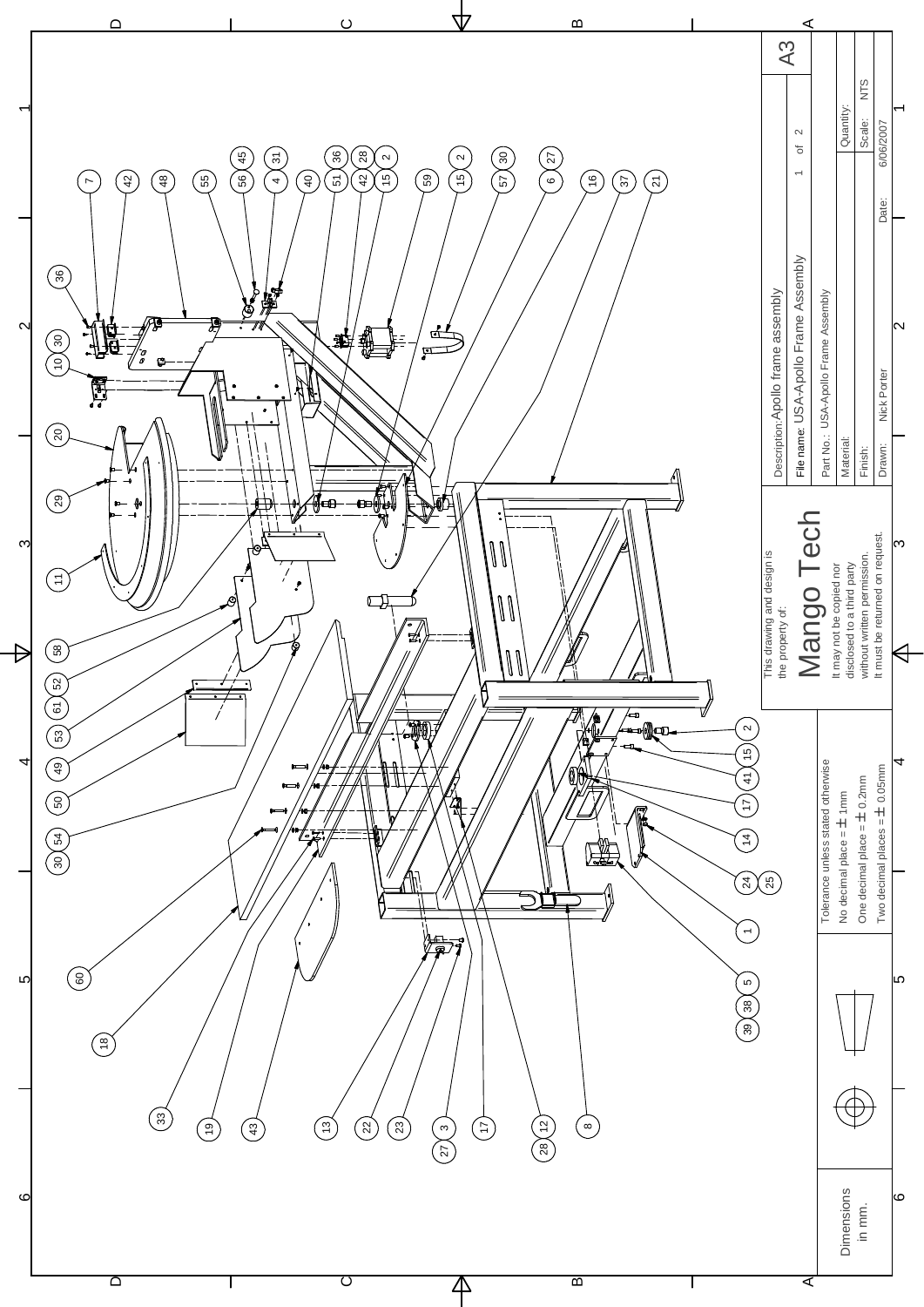Description: Apollo frame assembly

File name: USA-Apollo Frame Assembly

Part No.: USA-Apollo Frame Assembly

| | |
|---|---|
| Material: | Quantity: |
| Finish: | Scale: NTS |
| Drawn: Nick Porter | Date: 6/06/2007 |

A3

This drawing and design is the property of:

# Mango Tech

It may not be copied nor disclosed to a third party without written permission. It must be returned on request.

Tolerance unless stated otherwise
- No decimal place = ± 1mm
- One decimal place = ± 0.2mm
- Two decimal places = ± 0.05mm

Dimensions in mm.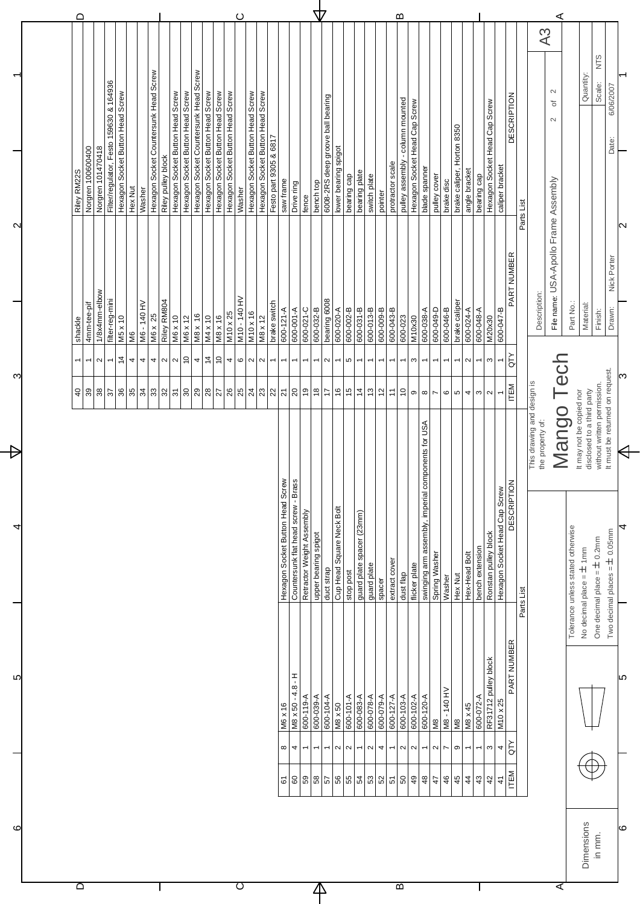| ITEM | QTY | PART NUMBER | DESCRIPTION |
|---|---|---|---|
| 40 | 1 | shackle | Riley RM22S |
| 39 | 1 | 4mm-tee-pif | Norgren 100600400 |
| 38 | 2 | 1/8x4mm-elbow | Norgren 101470418 |
| 37 | 1 | filter-reg-mini | Filter/regulator, Festo 159630 & 164936 |
| 36 | 14 | M5 x 10 | Hexagon Socket Button Head Screw |
| 35 | 4 | M6 | Hex Nut |
| 34 | 4 | M6 - 140 HV | Washer |
| 33 | 4 | M6 x 25 | Hexagon Socket Countersunk Head Screw |
| 32 | 2 | Riley RM804 | Riley pulley block |
| 31 | 2 | M6 x 10 | Hexagon Socket Button Head Screw |
| 30 | 10 | M6 x 12 | Hexagon Socket Button Head Screw |
| 29 | 4 | M8 x 16 | Hexagon Socket Countersunk Head Screw |
| 28 | 14 | M4 x 10 | Hexagon Socket Button Head Screw |
| 27 | 10 | M8 x 16 | Hexagon Socket Button Head Screw |
| 26 | 4 | M10 x 25 | Hexagon Socket Button Head Screw |
| 25 | 6 | M10 - 140 HV | Washer |
| 24 | 2 | M10 x 16 | Hexagon Socket Button Head Screw |
| 23 | 2 | M8 x 12 | Hexagon Socket Button Head Screw |
| 22 | 1 | brake switch | Festo part 9305 & 6817 |
| 21 | 1 | 600-121-A | saw frame |
| 20 | 1 | 600-001-A | Drive ring |
| 19 | 1 | 600-021-C | fence |
| 18 | 1 | 600-032-B | bench top |
| 17 | 2 | bearing 6008 | 6008-2RS deep groove ball bearing |
| 16 | 1 | 600-020-A | lower bearing spigot |
| 15 | 5 | 600-002-B | bearing cap |
| 14 | 1 | 600-031-B | bearing plate |
| 13 | 1 | 600-013-B | switch plate |
| 12 | 1 | 600-009-B | pointer |
| 11 | 1 | 600-043-B | protractor scale |
| 10 | 1 | 600-023 | pulley assembly - column mounted |
| 9 | 3 | M10x30 | Hexagon Socket Head Cap Screw |
| 8 | 1 | 600-038-A | blade spanner |
| 7 | 1 | 600-049-D | pulley cover |
| 6 | 1 | 600-046-B | brake disc |
| 5 | 1 | brake caliper | brake caliper, Horton 8350 |
| 4 | 2 | 600-024-A | angle bracket |
| 3 | 1 | 600-048-A | bearing cap |
| 2 | 3 | M20x30 | Hexagon Socket Head Cap Screw |
| 1 | 1 | 600-047-B | caliper bracket |

Parts List

| ITEM | QTY | PART NUMBER | DESCRIPTION |
|---|---|---|---|
| 61 | 8 | M6 x 16 | Hexagon Socket Button Head Screw |
| 60 | 4 | M8 x 50 - 4.8 - H | Countersunk flat head screw - Brass |
| 59 | 1 | 600-119-A | Retractor Weight Assembly |
| 58 | 1 | 600-039-A | upper bearing spigot |
| 57 | 1 | 600-104-A | duct strap |
| 56 | 2 | M8 x 50 | Cup Head Square Neck Bolt |
| 55 | 2 | 600-101-A | stop post |
| 54 | 1 | 600-083-A | guard plate spacer (23mm) |
| 53 | 2 | 600-078-A | guard plate |
| 52 | 4 | 600-079-A | spacer |
| 51 | 1 | 600-127-A | extract cover |
| 50 | 2 | 600-103-A | dust flap |
| 49 | 2 | 600-102-A | flicker plate |
| 48 | 1 | 600-120-A | swinging arm assembly, imperial components for USA |
| 47 | 2 | M8 | Spring Washer |
| 46 | 7 | M8 - 140 HV | Washer |
| 45 | 9 | M8 | Hex Nut |
| 44 | 1 | M8 x 45 | Hex-Head Bolt |
| 43 | 1 | 600-072-A | bench extension |
| 42 | 3 | RF31712 pulley block | Ronstan pulley block |
| 41 | 4 | M10 x 25 | Hexagon Socket Head Cap Screw |

Parts List

Dimensions in mm.

Tolerance unless stated otherwise
No decimal place = ± 1mm
One decimal place = ± 0.2mm
Two decimal places = ± 0.05mm

This drawing and design is the property of:

# Mango Tech

It may not be copied nor disclosed to a third party without written permission.
It must be returned on request.

| | |
|---|---|
| Description: | |
| File name: | USA-Apollo Frame Assembly |
| Part No.: | |
| Material: | Quantity: |
| Finish: | Scale: NTS |
| Drawn: Nick Porter | Date: 6/06/2007 |

A3